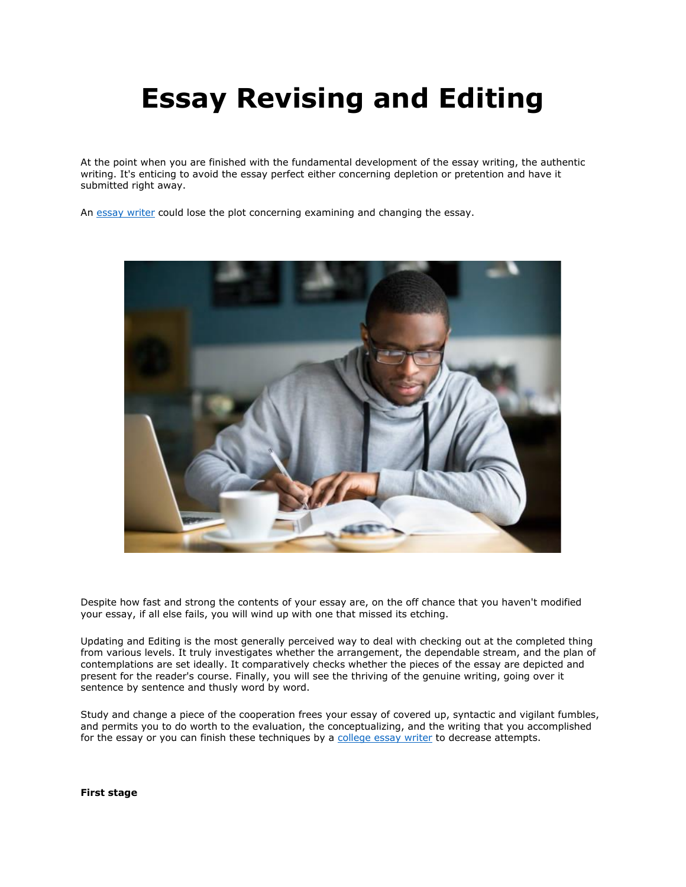# Essay Revising and Editing

At the point when you are finished with the fundamental development of the essay writing, the authentic writing. It's enticing to avoid the essay perfect either concerning depletion or pretention and have it submitted right away.

An [essay writer](essay writer) could lose the plot concerning examining and changing the essay.

Despite how fast and strong the contents of your essay are, on the off chance that you haven't modified your essay, if all else fails, you will wind up with one that missed its etching.

Updating and Editing is the most generally perceived way to deal with checking out at the completed thing from various levels. It truly investigates whether the arrangement, the dependable stream, and the plan of contemplations are set ideally. It comparatively checks whether the pieces of the essay are depicted and present for the reader's course. Finally, you will see the thriving of the genuine writing, going over it sentence by sentence and thusly word by word.

Study and change a piece of the cooperation frees your essay of covered up, syntactic and vigilant fumbles, and permits you to do worth to the evaluation, the conceptualizing, and the writing that you accomplished for the essay or you can finish these techniques by a [college essay writer](college essay writer) to decrease attempts.

**First stage**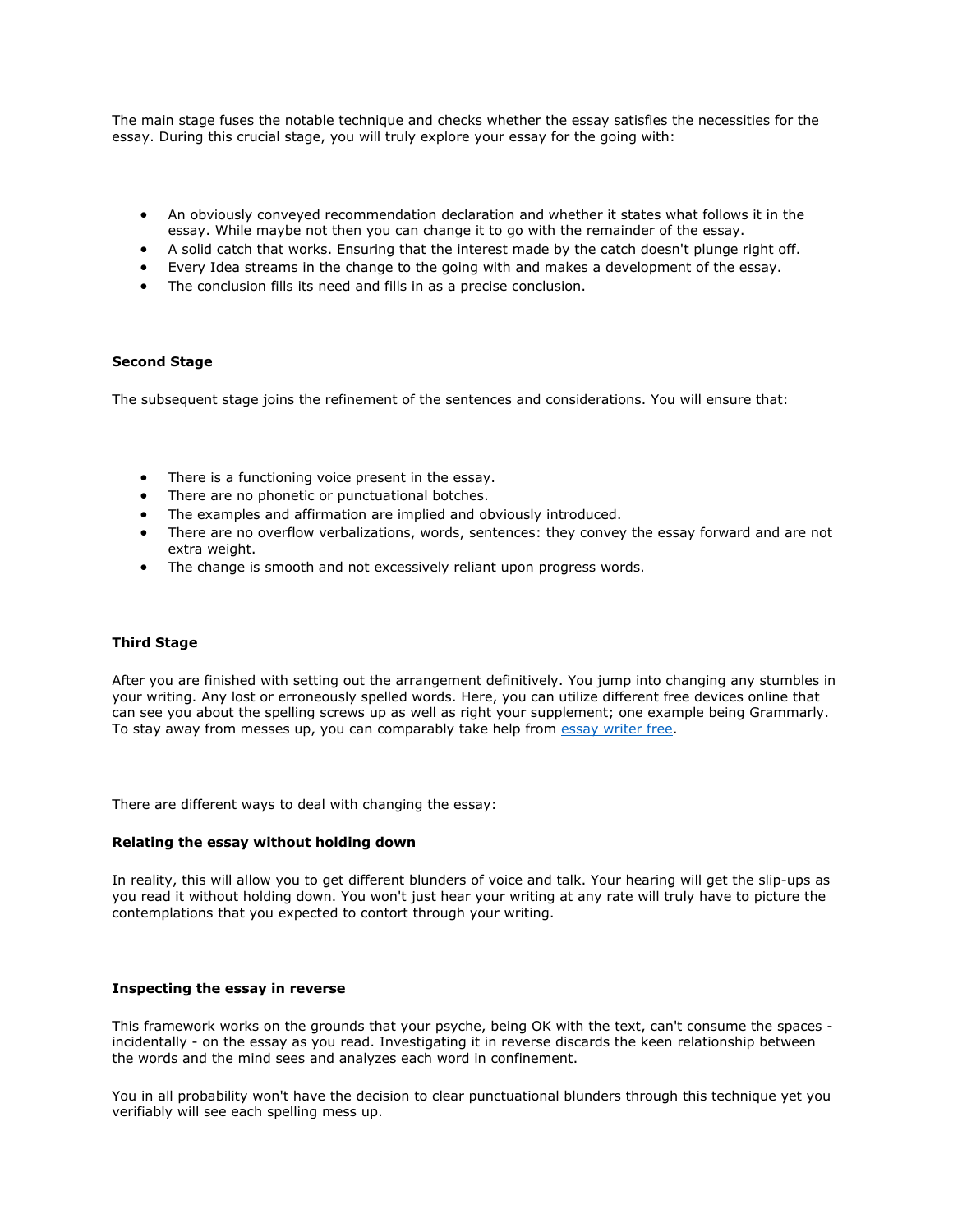The main stage fuses the notable technique and checks whether the essay satisfies the necessities for the essay. During this crucial stage, you will truly explore your essay for the going with:

- An obviously conveyed recommendation declaration and whether it states what follows it in the essay. While maybe not then you can change it to go with the remainder of the essay.
- A solid catch that works. Ensuring that the interest made by the catch doesn't plunge right off.
- Every Idea streams in the change to the going with and makes a development of the essay.
- The conclusion fills its need and fills in as a precise conclusion.

**Second Stage**

The subsequent stage joins the refinement of the sentences and considerations. You will ensure that:

- There is a functioning voice present in the essay.
- There are no phonetic or punctuational botches.
- The examples and affirmation are implied and obviously introduced.
- There are no overflow verbalizations, words, sentences: they convey the essay forward and are not extra weight.
- The change is smooth and not excessively reliant upon progress words.

**Third Stage**

After you are finished with setting out the arrangement definitively. You jump into changing any stumbles in your writing. Any lost or erroneously spelled words. Here, you can utilize different free devices online that can see you about the spelling screws up as well as right your supplement; one example being Grammarly. To stay away from messes up, you can comparably take help from [essay writer free](essay writer free).

There are different ways to deal with changing the essay:

**Relating the essay without holding down**

In reality, this will allow you to get different blunders of voice and talk. Your hearing will get the slip-ups as you read it without holding down. You won't just hear your writing at any rate will truly have to picture the contemplations that you expected to contort through your writing.

**Inspecting the essay in reverse**

This framework works on the grounds that your psyche, being OK with the text, can't consume the spaces - incidentally - on the essay as you read. Investigating it in reverse discards the keen relationship between the words and the mind sees and analyzes each word in confinement.

You in all probability won't have the decision to clear punctuational blunders through this technique yet you verifiably will see each spelling mess up.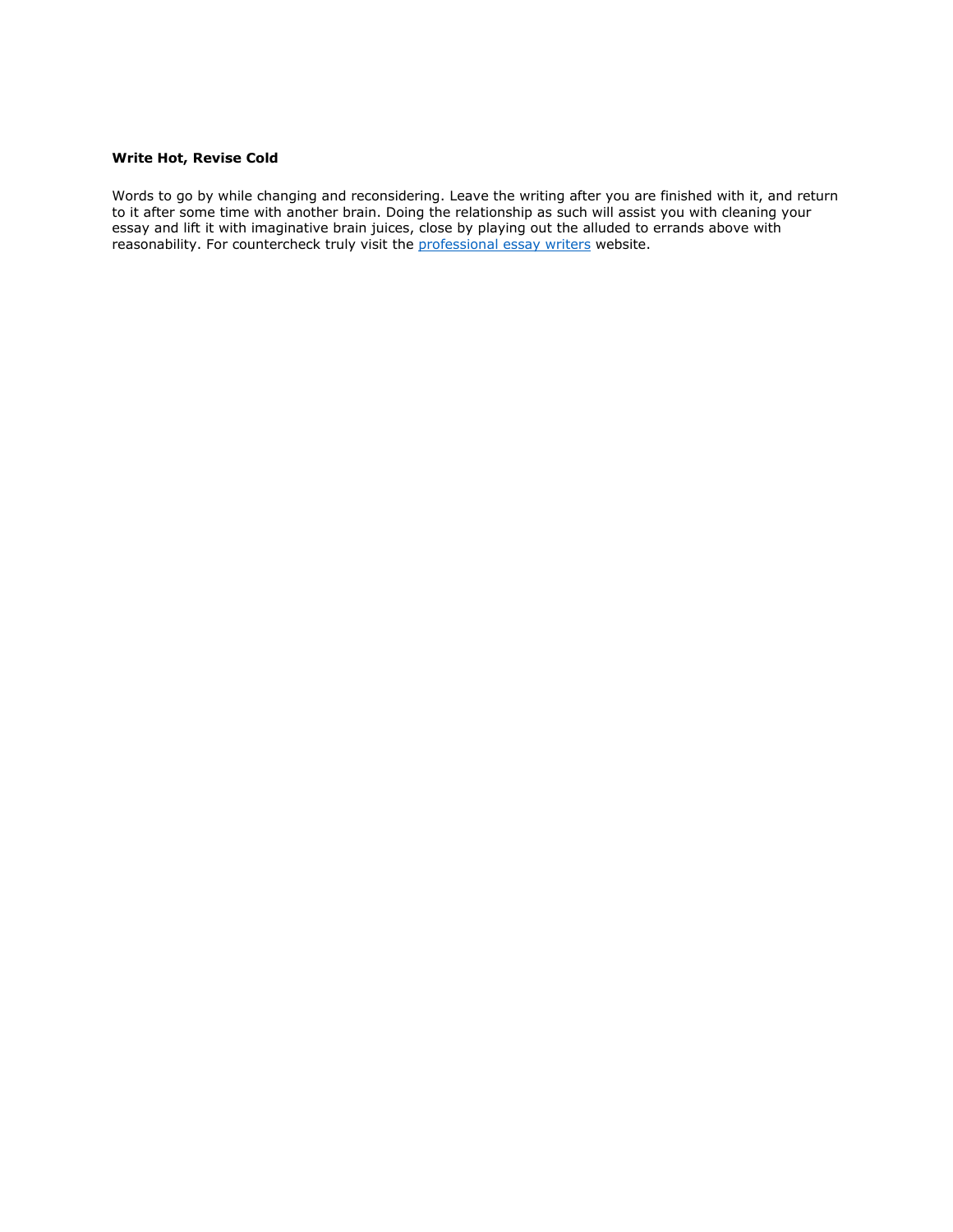**Write Hot, Revise Cold**

Words to go by while changing and reconsidering. Leave the writing after you are finished with it, and return to it after some time with another brain. Doing the relationship as such will assist you with cleaning your essay and lift it with imaginative brain juices, close by playing out the alluded to errands above with reasonability. For countercheck truly visit the professional essay writers website.